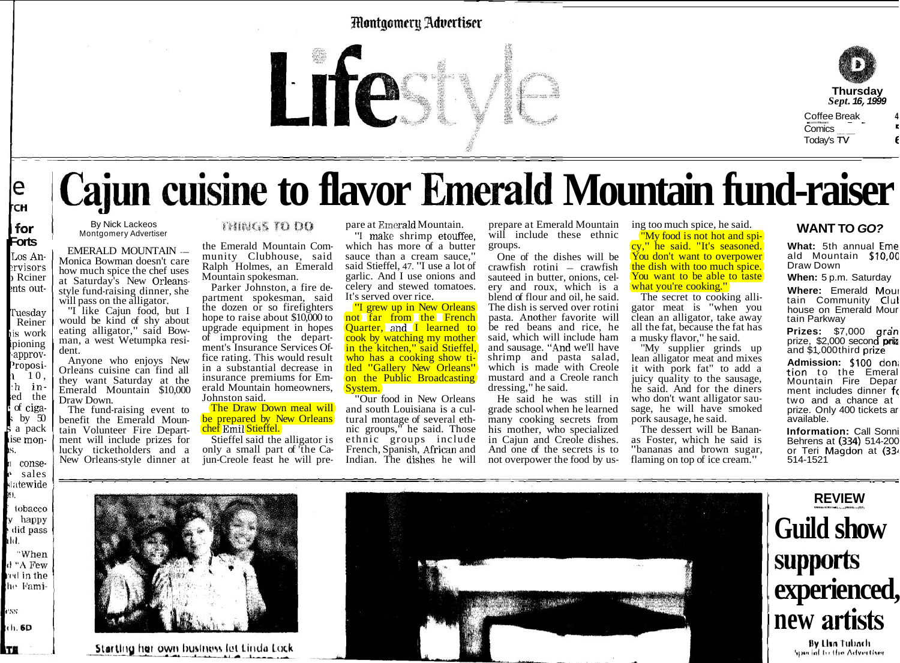# Cajun cuisine to flavor Emerald Mountain fund-raiser

By Nick Lackeos
Montgomery Advertiser

EMERALD MOUNTAIN — Monica Bowman doesn't care how much spice the chef uses at Saturday's New Orleans-style fund-raising dinner, she will pass on the alligator.

"I like Cajun food, but I would be kind of shy about eating alligator," said Bowman, a west Wetumpka resident.

Anyone who enjoys New Orleans cuisine can find all they want Saturday at the Emerald Mountain $10,000 Draw Down.

The fund-raising event to benefit the Emerald Mountain Volunteer Fire Department will include prizes for lucky ticketholders and a New Orleans-style dinner at

THINGS TO DO

the Emerald Mountain Community Clubhouse, said Ralph Holmes, an Emerald Mountain spokesman.

Parker Johnston, a fire department spokesman, said the dozen or so firefighters hope to raise about $10,000 to upgrade equipment in hopes of improving the department's Insurance Services Office rating. This would result in a substantial decrease in insurance premiums for Emerald Mountain homeowners, Johnston said.

The Draw Down meal will be prepared by New Orleans chef Emil Stieffel.

Stieffel said the alligator is only a small part of the Cajun-Creole feast he will prepare at Emerald Mountain.

"I make shrimp etouffee, which has more of a butter sauce than a cream sauce," said Stieffel, 47. "I use a lot of garlic. And I use onions and celery and stewed tomatoes. It's served over rice.

"I grew up in New Orleans not far from the French Quarter, and I learned to cook by watching my mother in the kitchen," said Stieffel, who has a cooking show titled "Gallery New Orleans" on the Public Broadcasting System.

"Our food in New Orleans and south Louisiana is a cultural montage of several ethnic groups," he said. Those ethnic groups include French, Spanish, African and Indian. The dishes he will prepare at Emerald Mountain will include these ethnic groups.

One of the dishes will be crawfish rotini — crawfish sauteed in butter, onions, celery and roux, which is a blend of flour and oil, he said. The dish is served over rotini pasta. Another favorite will be red beans and rice, he said, which will include ham and sausage. "And we'll have shrimp and pasta salad, which is made with Creole mustard and a Creole ranch dressing," he said.

He said he was still in grade school when he learned many cooking secrets from his mother, who specialized in Cajun and Creole dishes. And one of the secrets is to not overpower the food by using too much spice, he said.

"My food is not hot and spicy," he said. "It's seasoned. You don't want to overpower the dish with too much spice. You want to be able to taste what you're cooking."

The secret to cooking alligator meat is "when you clean an alligator, take away all the fat, because the fat has a musky flavor," he said.

"My supplier grinds up lean alligator meat and mixes it with pork fat" to add a juicy quality to the sausage, he said. And for the diners who don't want alligator sausage, he will have smoked pork sausage, he said.

The dessert will be Bananas Foster, which he said is "bananas and brown sugar, flaming on top of ice cream."

## WANT TO *GO?*

**What:** 5th annual Emerald Mountain $10,000 Draw Down

**When:** 5 p.m. Saturday

**Where:** Emerald Mountain Community Clubhouse on Emerald Mountain Parkway

**Prizes:** $7,000 grand prize, $2,000 second prize and $1,000 third prize

**Admission:** $100 donation to the Emerald Mountain Fire Department includes dinner for two and a chance at prize. Only 400 tickets are available.

**Information:** Call Sonni Behrens at (334) 514-200 or Teri Magdon at (334) 514-1521

Starting her own business let Linda Lock

REVIEW

# Guild show supports experienced, new artists

By Lisa Tubach
Special to the Advertiser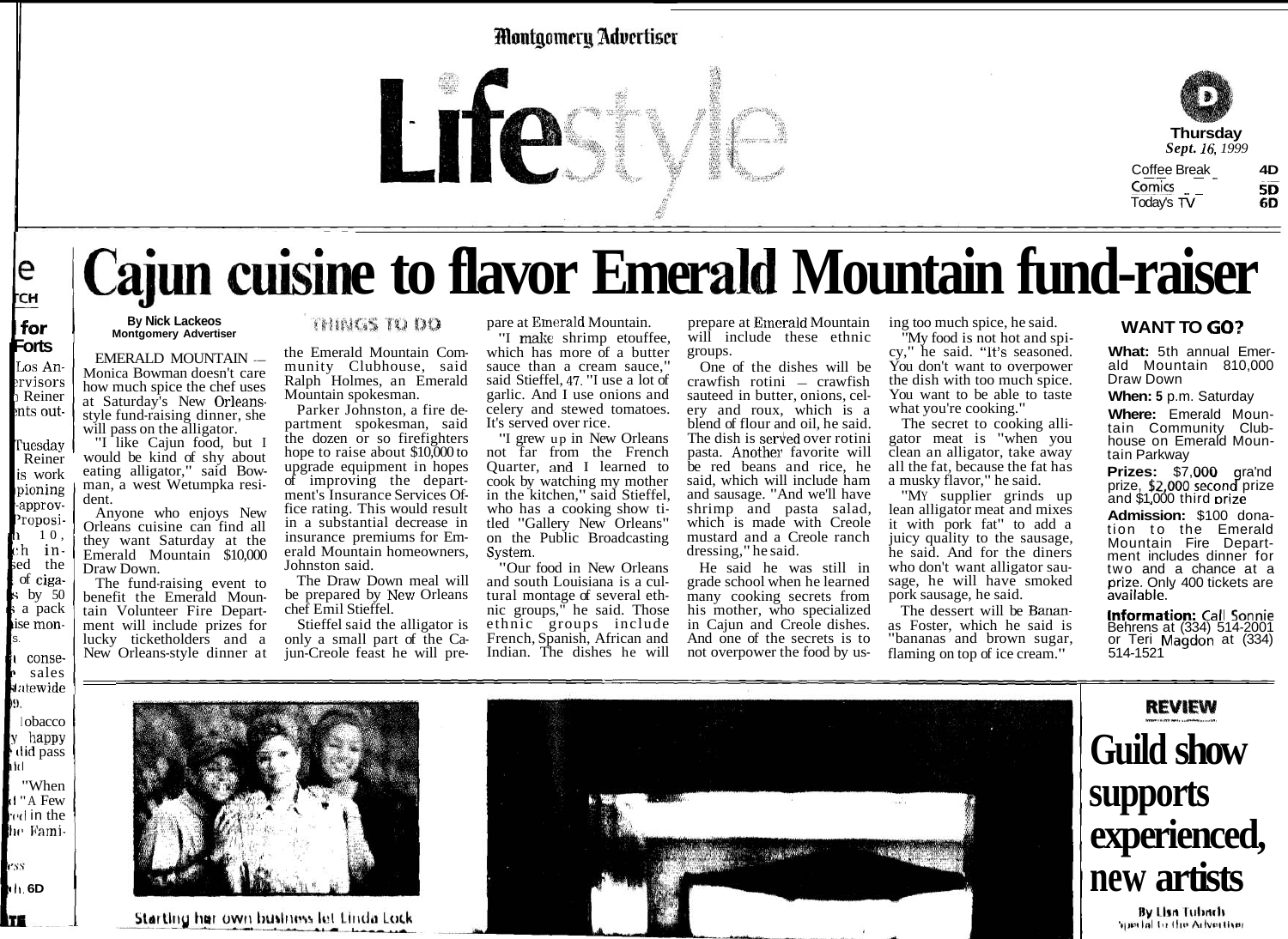Montgomery Advertiser

# Lifestyle

D

**Thursday**
*Sept. 16, 1999*

Coffee Break 4D
Comics 5D
Today's TV 6D

# Cajun cuisine to flavor Emerald Mountain fund-raiser

**By Nick Lackeos**
**Montgomery Advertiser**

EMERALD MOUNTAIN — Monica Bowman doesn't care how much spice the chef uses at Saturday's New Orleans-style fund-raising dinner, she will pass on the alligator.

"I like Cajun food, but I would be kind of shy about eating alligator," said Bowman, a west Wetumpka resident.

Anyone who enjoys New Orleans cuisine can find all they want Saturday at the Emerald Mountain $10,000 Draw Down.

The fund-raising event to benefit the Emerald Mountain Volunteer Fire Department will include prizes for lucky ticketholders and a New Orleans-style dinner at the Emerald Mountain Community Clubhouse, said Ralph Holmes, an Emerald Mountain spokesman.

Parker Johnston, a fire department spokesman, said the dozen or so firefighters hope to raise about $10,000 to upgrade equipment in hopes of improving the department's Insurance Services Office rating. This would result in a substantial decrease in insurance premiums for Emerald Mountain homeowners, Johnston said.

The Draw Down meal will be prepared by New Orleans chef Emil Stieffel.

Stieffel said the alligator is only a small part of the Cajun-Creole feast he will prepare at Emerald Mountain.

"I make shrimp etouffee, which has more of a butter sauce than a cream sauce," said Stieffel, 47. "I use a lot of garlic. And I use onions and celery and stewed tomatoes. It's served over rice.

"I grew up in New Orleans not far from the French Quarter, and I learned to cook by watching my mother in the kitchen," said Stieffel, who has a cooking show titled "Gallery New Orleans" on the Public Broadcasting System.

"Our food in New Orleans and south Louisiana is a cultural montage of several ethnic groups," he said. Those ethnic groups include French, Spanish, African and Indian. The dishes he will prepare at Emerald Mountain will include these ethnic groups.

One of the dishes will be crawfish rotini — crawfish sauteed in butter, onions, celery and roux, which is a blend of flour and oil, he said. The dish is served over rotini pasta. Another favorite will be red beans and rice, he said, which will include ham and sausage. "And we'll have shrimp and pasta salad, which is made with Creole mustard and a Creole ranch dressing," he said.

He said he was still in grade school when he learned many cooking secrets from his mother, who specialized in Cajun and Creole dishes. And one of the secrets is to not overpower the food by using too much spice, he said.

"My food is not hot and spicy," he said. "It's seasoned. You don't want to overpower the dish with too much spice. You want to be able to taste what you're cooking."

The secret to cooking alligator meat is "when you clean an alligator, take away all the fat, because the fat has a musky flavor," he said.

"My supplier grinds up lean alligator meat and mixes it with pork fat" to add a juicy quality to the sausage, he said. And for the diners who don't want alligator sausage, he will have smoked pork sausage, he said.

The dessert will be Bananas Foster, which he said is "bananas and brown sugar, flaming on top of ice cream."

## WANT TO GO?

**What:** 5th annual Emerald Mountain 810,000 Draw Down

**When:** 5 p.m. Saturday

**Where:** Emerald Mountain Community Clubhouse on Emerald Mountain Parkway

**Prizes:** $7,000 gra'nd prize, $2,000 second prize and $1,000 third prize

**Admission:** $100 donation to the Emerald Mountain Fire Department includes dinner for two and a chance at a prize. Only 400 tickets are available.

**Information:** Call Sonnie Behrens at (334) 514-2001 or Teri Magdon at (334) 514-1521

Starting her own business let Linda Lock

REVIEW

# Guild show supports experienced, new artists

By Lisa Tubach
Special to the Advertiser